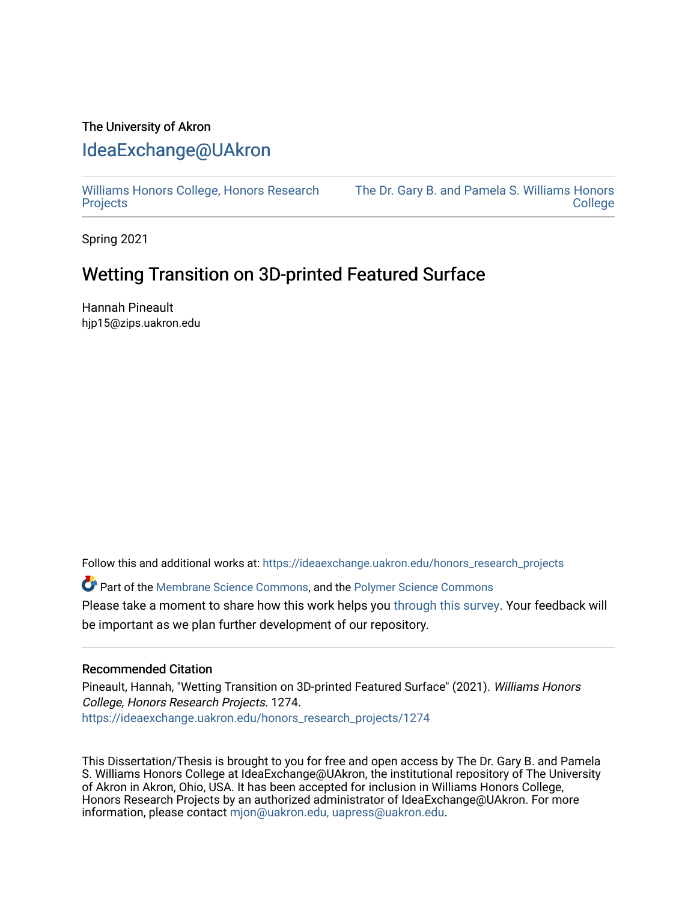The University of Akron

# IdeaExchange@UAkron

Williams Honors College, Honors Research Projects | The Dr. Gary B. and Pamela S. Williams Honors College

Spring 2021

## Wetting Transition on 3D-printed Featured Surface

Hannah Pineault
hjp15@zips.uakron.edu

Follow this and additional works at: https://ideaexchange.uakron.edu/honors_research_projects

Part of the Membrane Science Commons, and the Polymer Science Commons

Please take a moment to share how this work helps you through this survey. Your feedback will be important as we plan further development of our repository.

### Recommended Citation

Pineault, Hannah, "Wetting Transition on 3D-printed Featured Surface" (2021). *Williams Honors College, Honors Research Projects*. 1274.
https://ideaexchange.uakron.edu/honors_research_projects/1274

This Dissertation/Thesis is brought to you for free and open access by The Dr. Gary B. and Pamela S. Williams Honors College at IdeaExchange@UAkron, the institutional repository of The University of Akron in Akron, Ohio, USA. It has been accepted for inclusion in Williams Honors College, Honors Research Projects by an authorized administrator of IdeaExchange@UAkron. For more information, please contact mjon@uakron.edu, uapress@uakron.edu.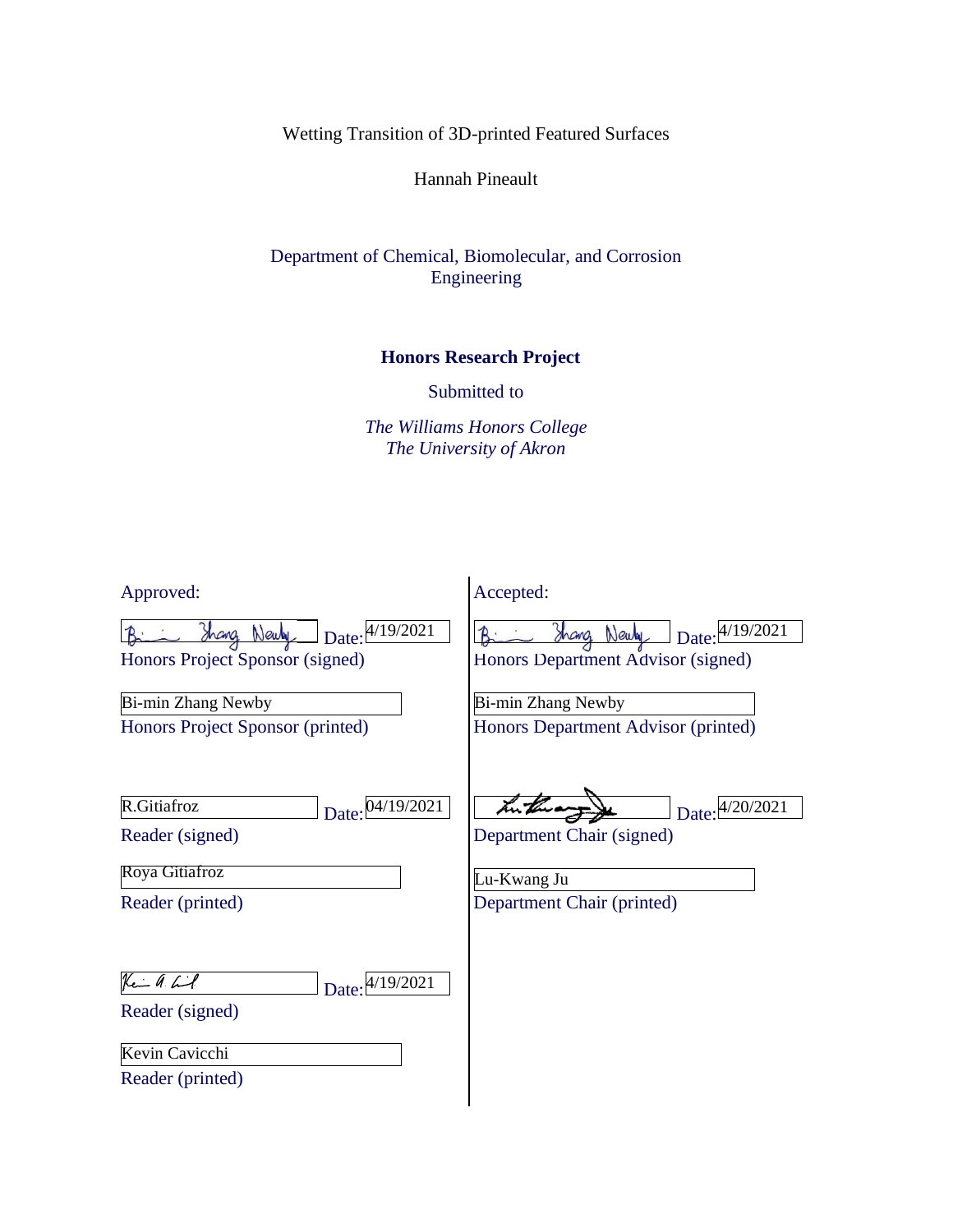Wetting Transition of 3D-printed Featured Surfaces

Hannah Pineault

Department of Chemical, Biomolecular, and Corrosion Engineering

**Honors Research Project**

Submitted to

*The Williams Honors College*
*The University of Akron*

Approved:

Bi-min Zhang Newby Date: 4/19/2021
Honors Project Sponsor (signed)

Bi-min Zhang Newby
Honors Project Sponsor (printed)

R.Gitiafroz Date: 04/19/2021
Reader (signed)

Roya Gitiafroz
Reader (printed)

Kevin A. Cavicchi Date: 4/19/2021
Reader (signed)

Kevin Cavicchi
Reader (printed)

Accepted:

Bi-min Zhang Newby Date: 4/19/2021
Honors Department Advisor (signed)

Bi-min Zhang Newby
Honors Department Advisor (printed)

Lu-Kwang Ju Date: 4/20/2021
Department Chair (signed)

Lu-Kwang Ju
Department Chair (printed)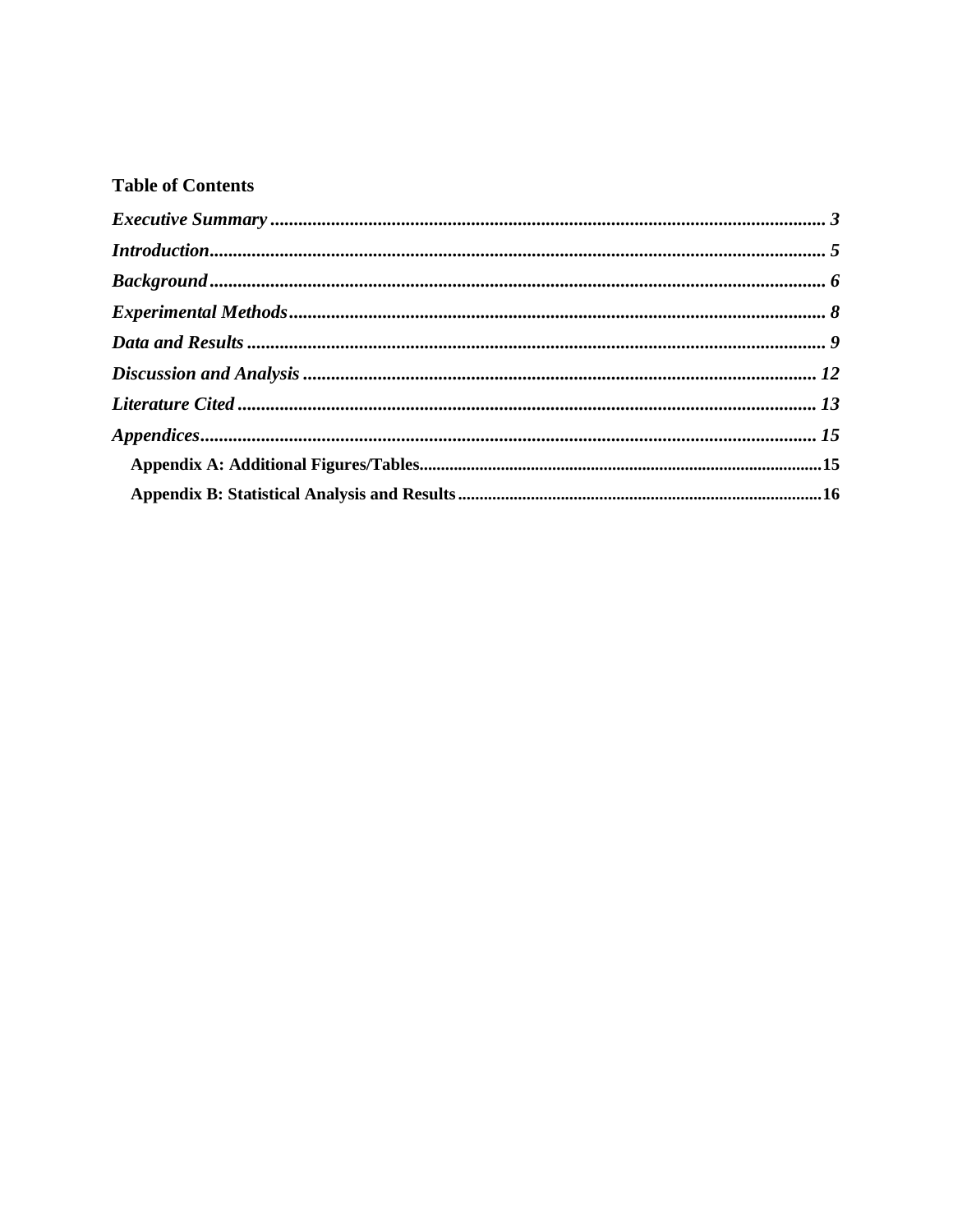**Table of Contents**

*Executive Summary* ........................................................................................................ *3*

*Introduction* ........................................................................................................ *5*

*Background* ........................................................................................................ *6*

*Experimental Methods* ........................................................................................................ *8*

*Data and Results* ........................................................................................................ *9*

*Discussion and Analysis* ........................................................................................................ *12*

*Literature Cited* ........................................................................................................ *13*

*Appendices* ........................................................................................................ *15*

- **Appendix A: Additional Figures/Tables** ........................................................................................................ **15**
- **Appendix B: Statistical Analysis and Results** ........................................................................................................ **16**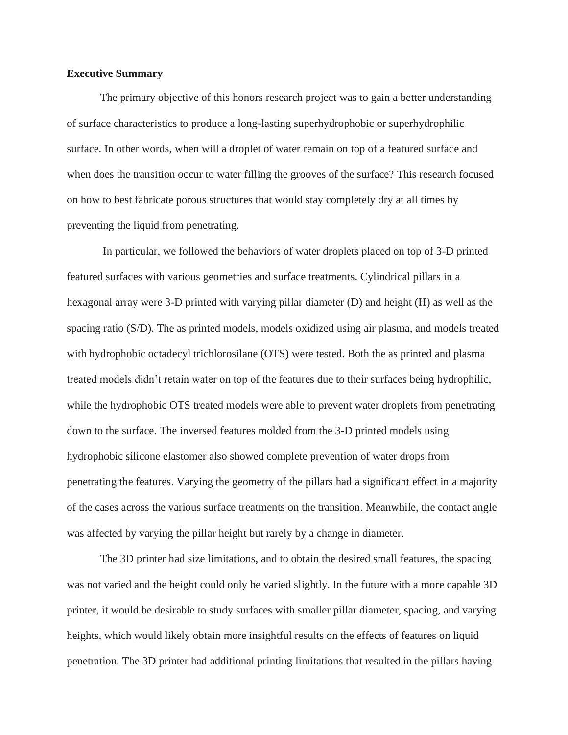**Executive Summary**

The primary objective of this honors research project was to gain a better understanding of surface characteristics to produce a long-lasting superhydrophobic or superhydrophilic surface. In other words, when will a droplet of water remain on top of a featured surface and when does the transition occur to water filling the grooves of the surface? This research focused on how to best fabricate porous structures that would stay completely dry at all times by preventing the liquid from penetrating.

In particular, we followed the behaviors of water droplets placed on top of 3-D printed featured surfaces with various geometries and surface treatments. Cylindrical pillars in a hexagonal array were 3-D printed with varying pillar diameter (D) and height (H) as well as the spacing ratio (S/D). The as printed models, models oxidized using air plasma, and models treated with hydrophobic octadecyl trichlorosilane (OTS) were tested. Both the as printed and plasma treated models didn't retain water on top of the features due to their surfaces being hydrophilic, while the hydrophobic OTS treated models were able to prevent water droplets from penetrating down to the surface. The inversed features molded from the 3-D printed models using hydrophobic silicone elastomer also showed complete prevention of water drops from penetrating the features. Varying the geometry of the pillars had a significant effect in a majority of the cases across the various surface treatments on the transition. Meanwhile, the contact angle was affected by varying the pillar height but rarely by a change in diameter.

The 3D printer had size limitations, and to obtain the desired small features, the spacing was not varied and the height could only be varied slightly. In the future with a more capable 3D printer, it would be desirable to study surfaces with smaller pillar diameter, spacing, and varying heights, which would likely obtain more insightful results on the effects of features on liquid penetration. The 3D printer had additional printing limitations that resulted in the pillars having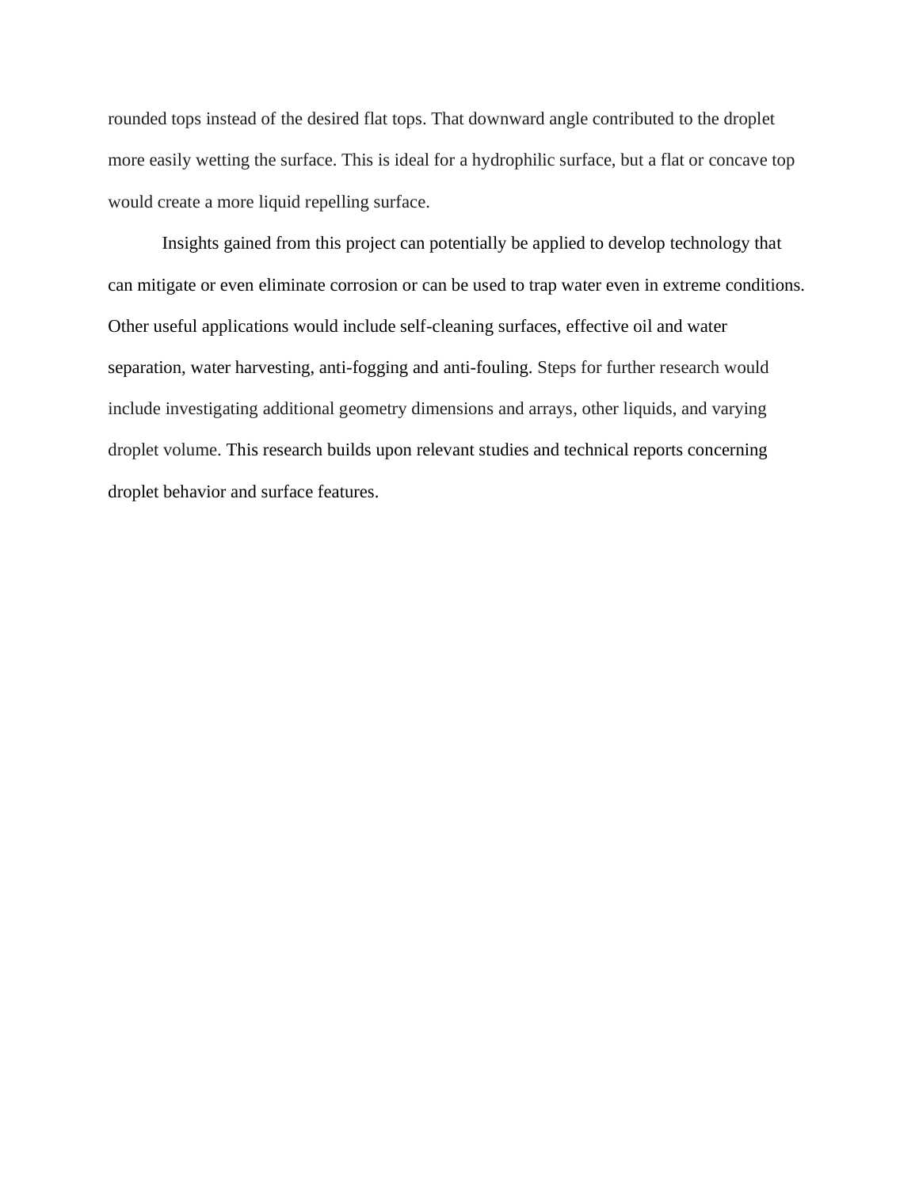rounded tops instead of the desired flat tops. That downward angle contributed to the droplet more easily wetting the surface. This is ideal for a hydrophilic surface, but a flat or concave top would create a more liquid repelling surface.

Insights gained from this project can potentially be applied to develop technology that can mitigate or even eliminate corrosion or can be used to trap water even in extreme conditions. Other useful applications would include self-cleaning surfaces, effective oil and water separation, water harvesting, anti-fogging and anti-fouling. Steps for further research would include investigating additional geometry dimensions and arrays, other liquids, and varying droplet volume. This research builds upon relevant studies and technical reports concerning droplet behavior and surface features.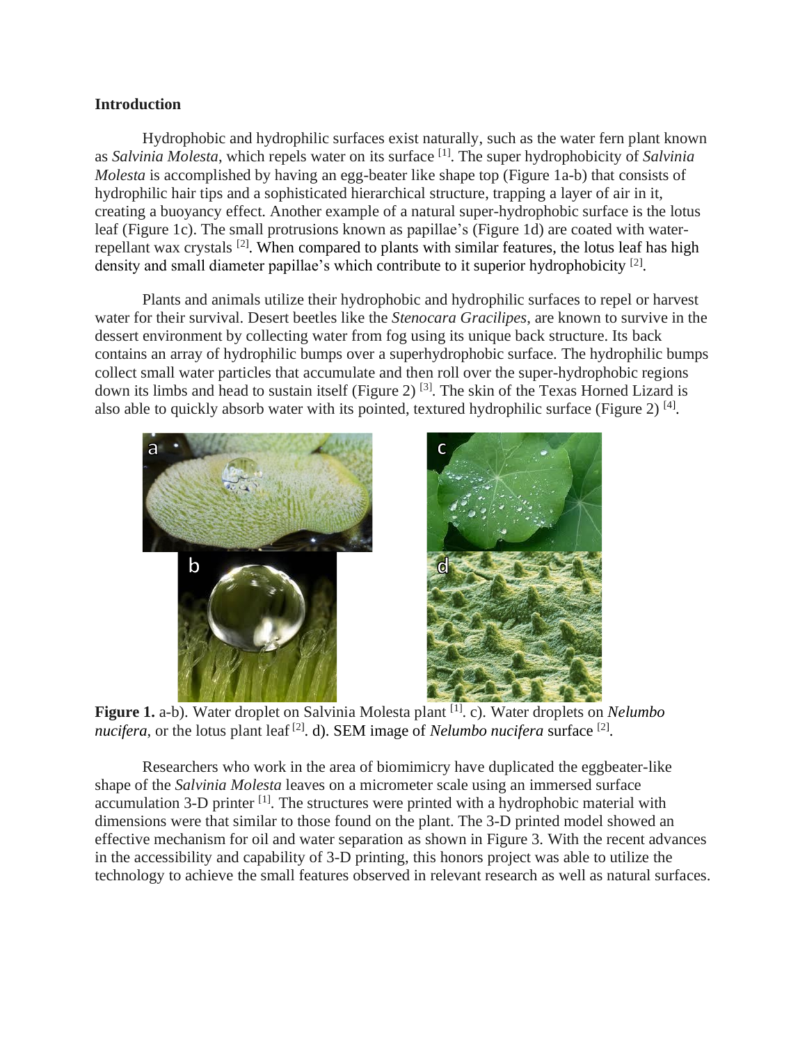**Introduction**

Hydrophobic and hydrophilic surfaces exist naturally, such as the water fern plant known as *Salvinia Molesta*, which repels water on its surface [1]. The super hydrophobicity of *Salvinia Molesta* is accomplished by having an egg-beater like shape top (Figure 1a-b) that consists of hydrophilic hair tips and a sophisticated hierarchical structure, trapping a layer of air in it, creating a buoyancy effect. Another example of a natural super-hydrophobic surface is the lotus leaf (Figure 1c). The small protrusions known as papillae's (Figure 1d) are coated with water-repellant wax crystals [2]. When compared to plants with similar features, the lotus leaf has high density and small diameter papillae's which contribute to it superior hydrophobicity [2].

Plants and animals utilize their hydrophobic and hydrophilic surfaces to repel or harvest water for their survival. Desert beetles like the *Stenocara Gracilipes*, are known to survive in the dessert environment by collecting water from fog using its unique back structure. Its back contains an array of hydrophilic bumps over a superhydrophobic surface. The hydrophilic bumps collect small water particles that accumulate and then roll over the super-hydrophobic regions down its limbs and head to sustain itself (Figure 2) [3]. The skin of the Texas Horned Lizard is also able to quickly absorb water with its pointed, textured hydrophilic surface (Figure 2) [4].

**Figure 1.** a-b). Water droplet on Salvinia Molesta plant [1]. c). Water droplets on *Nelumbo nucifera*, or the lotus plant leaf [2]. d). SEM image of *Nelumbo nucifera* surface [2].

Researchers who work in the area of biomimicry have duplicated the eggbeater-like shape of the *Salvinia Molesta* leaves on a micrometer scale using an immersed surface accumulation 3-D printer [1]. The structures were printed with a hydrophobic material with dimensions were that similar to those found on the plant. The 3-D printed model showed an effective mechanism for oil and water separation as shown in Figure 3. With the recent advances in the accessibility and capability of 3-D printing, this honors project was able to utilize the technology to achieve the small features observed in relevant research as well as natural surfaces.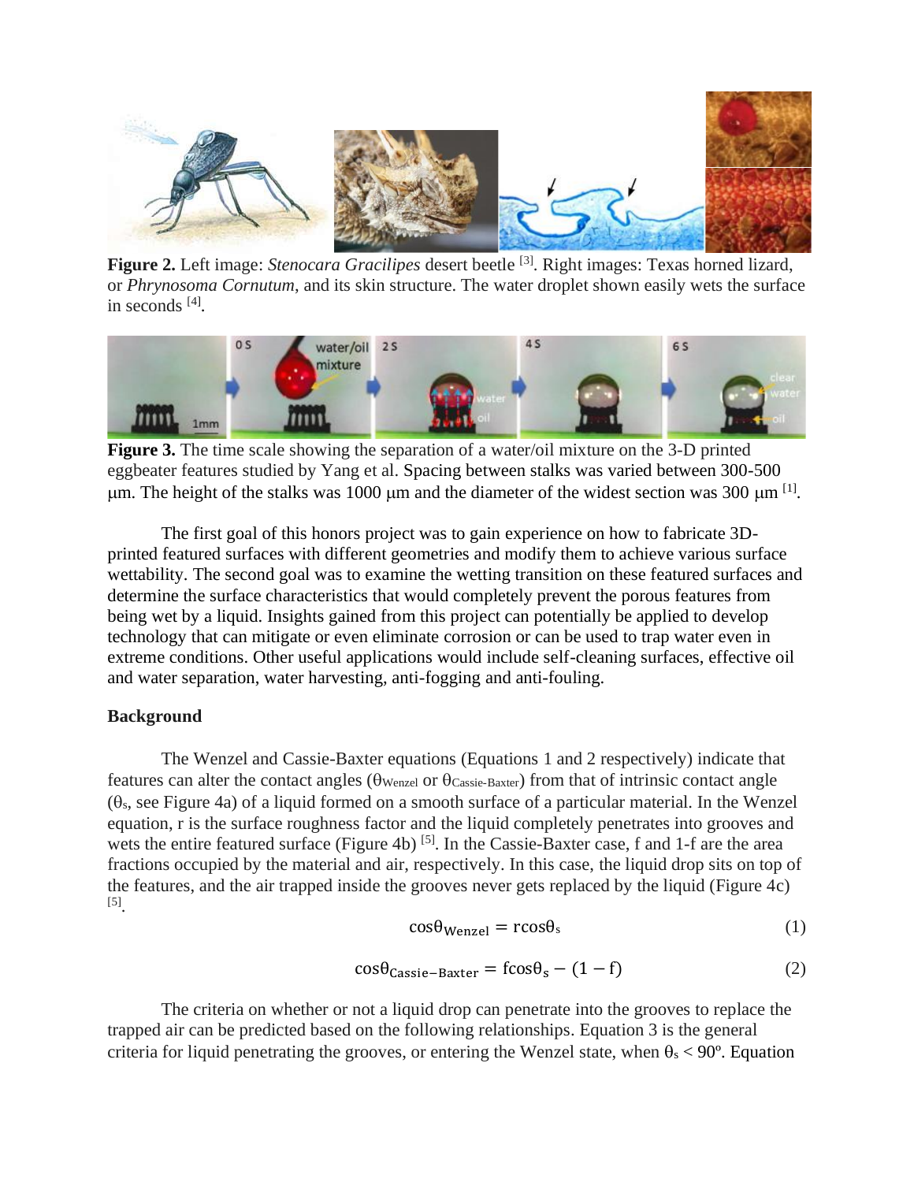**Figure 2.** Left image: *Stenocara Gracilipes* desert beetle [3]. Right images: Texas horned lizard, or *Phrynosoma Cornutum*, and its skin structure. The water droplet shown easily wets the surface in seconds [4].

**Figure 3.** The time scale showing the separation of a water/oil mixture on the 3-D printed eggbeater features studied by Yang et al. Spacing between stalks was varied between 300-500 μm. The height of the stalks was 1000 μm and the diameter of the widest section was 300 μm [1].

The first goal of this honors project was to gain experience on how to fabricate 3D-printed featured surfaces with different geometries and modify them to achieve various surface wettability. The second goal was to examine the wetting transition on these featured surfaces and determine the surface characteristics that would completely prevent the porous features from being wet by a liquid. Insights gained from this project can potentially be applied to develop technology that can mitigate or even eliminate corrosion or can be used to trap water even in extreme conditions. Other useful applications would include self-cleaning surfaces, effective oil and water separation, water harvesting, anti-fogging and anti-fouling.

**Background**

The Wenzel and Cassie-Baxter equations (Equations 1 and 2 respectively) indicate that features can alter the contact angles ($\theta_{Wenzel}$ or $\theta_{Cassie\text{-}Baxter}$) from that of intrinsic contact angle ($\theta_s$, see Figure 4a) of a liquid formed on a smooth surface of a particular material. In the Wenzel equation, r is the surface roughness factor and the liquid completely penetrates into grooves and wets the entire featured surface (Figure 4b) [5]. In the Cassie-Baxter case, f and 1-f are the area fractions occupied by the material and air, respectively. In this case, the liquid drop sits on top of the features, and the air trapped inside the grooves never gets replaced by the liquid (Figure 4c) [5].

$$\cos\theta_{\text{Wenzel}} = r\cos\theta_s \tag{1}$$

$$\cos\theta_{\text{Cassie-Baxter}} = f\cos\theta_s - (1 - f) \tag{2}$$

The criteria on whether or not a liquid drop can penetrate into the grooves to replace the trapped air can be predicted based on the following relationships. Equation 3 is the general criteria for liquid penetrating the grooves, or entering the Wenzel state, when $\theta_s < 90^{\circ}$. Equation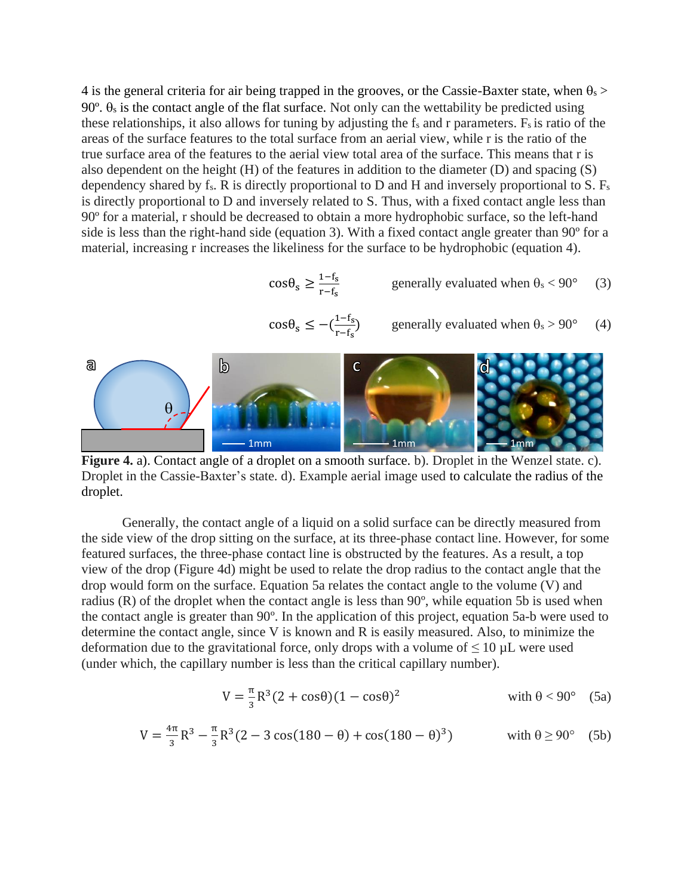4 is the general criteria for air being trapped in the grooves, or the Cassie-Baxter state, when $\theta_s > 90^\circ$. $\theta_s$ is the contact angle of the flat surface. Not only can the wettability be predicted using these relationships, it also allows for tuning by adjusting the $f_s$ and r parameters. $F_s$ is ratio of the areas of the surface features to the total surface from an aerial view, while r is the ratio of the true surface area of the features to the aerial view total area of the surface. This means that r is also dependent on the height (H) of the features in addition to the diameter (D) and spacing (S) dependency shared by $f_s$. R is directly proportional to D and H and inversely proportional to S. $F_s$ is directly proportional to D and inversely related to S. Thus, with a fixed contact angle less than 90º for a material, r should be decreased to obtain a more hydrophobic surface, so the left-hand side is less than the right-hand side (equation 3). With a fixed contact angle greater than 90º for a material, increasing r increases the likeliness for the surface to be hydrophobic (equation 4).

$$\cos\theta_s \geq \frac{1-f_s}{r-f_s} \qquad \text{generally evaluated when } \theta_s < 90^\circ \qquad (3)$$

$$\cos\theta_s \leq -\left(\frac{1-f_s}{r-f_s}\right) \qquad \text{generally evaluated when } \theta_s > 90^\circ \qquad (4)$$

**Figure 4.** a). Contact angle of a droplet on a smooth surface. b). Droplet in the Wenzel state. c). Droplet in the Cassie-Baxter's state. d). Example aerial image used to calculate the radius of the droplet.

Generally, the contact angle of a liquid on a solid surface can be directly measured from the side view of the drop sitting on the surface, at its three-phase contact line. However, for some featured surfaces, the three-phase contact line is obstructed by the features. As a result, a top view of the drop (Figure 4d) might be used to relate the drop radius to the contact angle that the drop would form on the surface. Equation 5a relates the contact angle to the volume (V) and radius (R) of the droplet when the contact angle is less than 90º, while equation 5b is used when the contact angle is greater than 90º. In the application of this project, equation 5a-b were used to determine the contact angle, since V is known and R is easily measured. Also, to minimize the deformation due to the gravitational force, only drops with a volume of ≤ 10 µL were used (under which, the capillary number is less than the critical capillary number).

$$V = \frac{\pi}{3}R^3(2+\cos\theta)(1-\cos\theta)^2 \qquad \text{with } \theta < 90^\circ \qquad (5a)$$

$$V = \frac{4\pi}{3}R^3 - \frac{\pi}{3}R^3\left(2 - 3\cos(180-\theta) + \cos(180-\theta)^3\right) \qquad \text{with } \theta \geq 90^\circ \qquad (5b)$$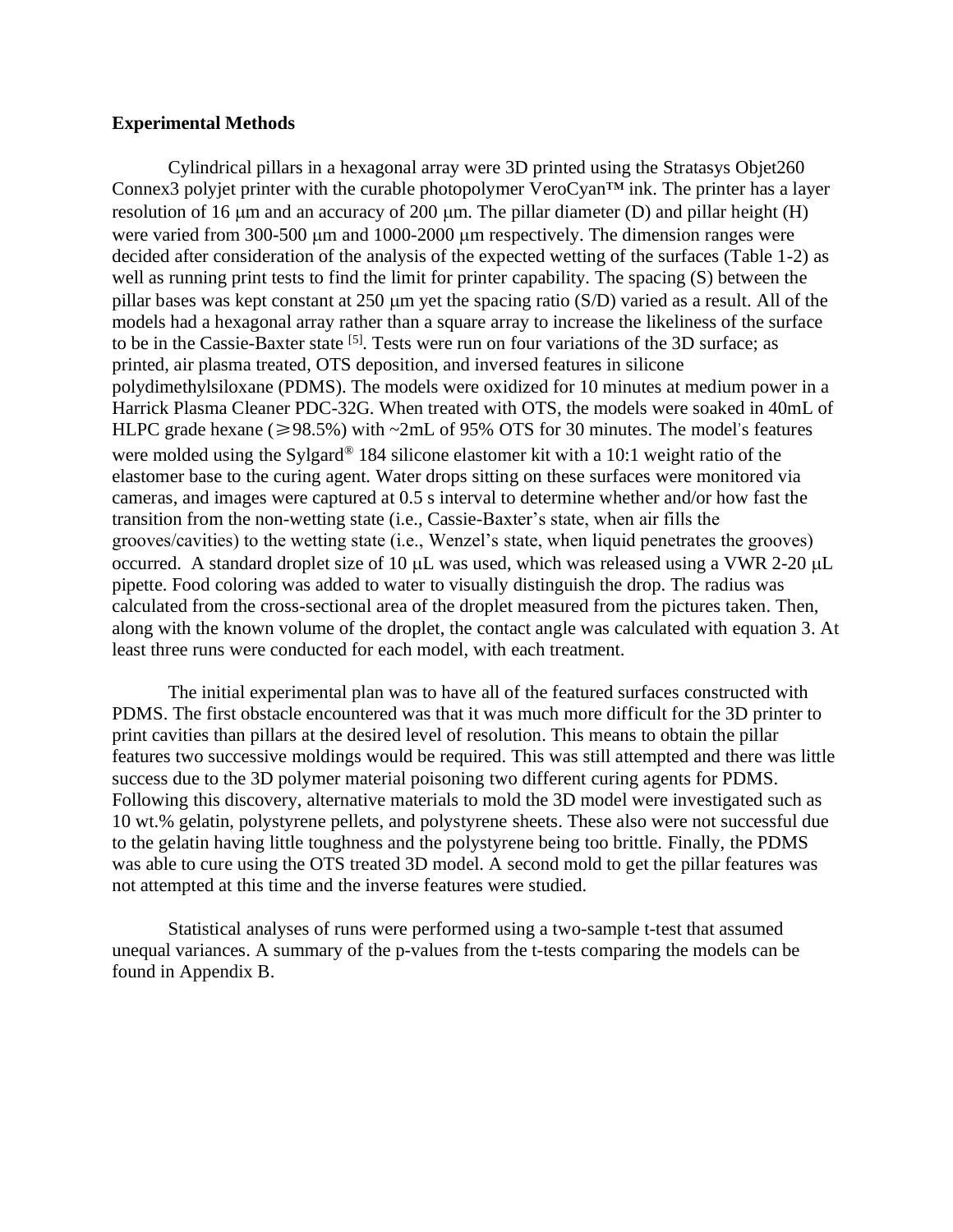**Experimental Methods**

Cylindrical pillars in a hexagonal array were 3D printed using the Stratasys Objet260 Connex3 polyjet printer with the curable photopolymer VeroCyan™ ink. The printer has a layer resolution of 16 μm and an accuracy of 200 μm. The pillar diameter (D) and pillar height (H) were varied from 300-500 μm and 1000-2000 μm respectively. The dimension ranges were decided after consideration of the analysis of the expected wetting of the surfaces (Table 1-2) as well as running print tests to find the limit for printer capability. The spacing (S) between the pillar bases was kept constant at 250 μm yet the spacing ratio (S/D) varied as a result. All of the models had a hexagonal array rather than a square array to increase the likeliness of the surface to be in the Cassie-Baxter state [5]. Tests were run on four variations of the 3D surface; as printed, air plasma treated, OTS deposition, and inversed features in silicone polydimethylsiloxane (PDMS). The models were oxidized for 10 minutes at medium power in a Harrick Plasma Cleaner PDC-32G. When treated with OTS, the models were soaked in 40mL of HLPC grade hexane (⩾98.5%) with ~2mL of 95% OTS for 30 minutes. The model's features were molded using the Sylgard® 184 silicone elastomer kit with a 10:1 weight ratio of the elastomer base to the curing agent. Water drops sitting on these surfaces were monitored via cameras, and images were captured at 0.5 s interval to determine whether and/or how fast the transition from the non-wetting state (i.e., Cassie-Baxter's state, when air fills the grooves/cavities) to the wetting state (i.e., Wenzel's state, when liquid penetrates the grooves) occurred. A standard droplet size of 10 μL was used, which was released using a VWR 2-20 μL pipette. Food coloring was added to water to visually distinguish the drop. The radius was calculated from the cross-sectional area of the droplet measured from the pictures taken. Then, along with the known volume of the droplet, the contact angle was calculated with equation 3. At least three runs were conducted for each model, with each treatment.

The initial experimental plan was to have all of the featured surfaces constructed with PDMS. The first obstacle encountered was that it was much more difficult for the 3D printer to print cavities than pillars at the desired level of resolution. This means to obtain the pillar features two successive moldings would be required. This was still attempted and there was little success due to the 3D polymer material poisoning two different curing agents for PDMS. Following this discovery, alternative materials to mold the 3D model were investigated such as 10 wt.% gelatin, polystyrene pellets, and polystyrene sheets. These also were not successful due to the gelatin having little toughness and the polystyrene being too brittle. Finally, the PDMS was able to cure using the OTS treated 3D model. A second mold to get the pillar features was not attempted at this time and the inverse features were studied.

Statistical analyses of runs were performed using a two-sample t-test that assumed unequal variances. A summary of the p-values from the t-tests comparing the models can be found in Appendix B.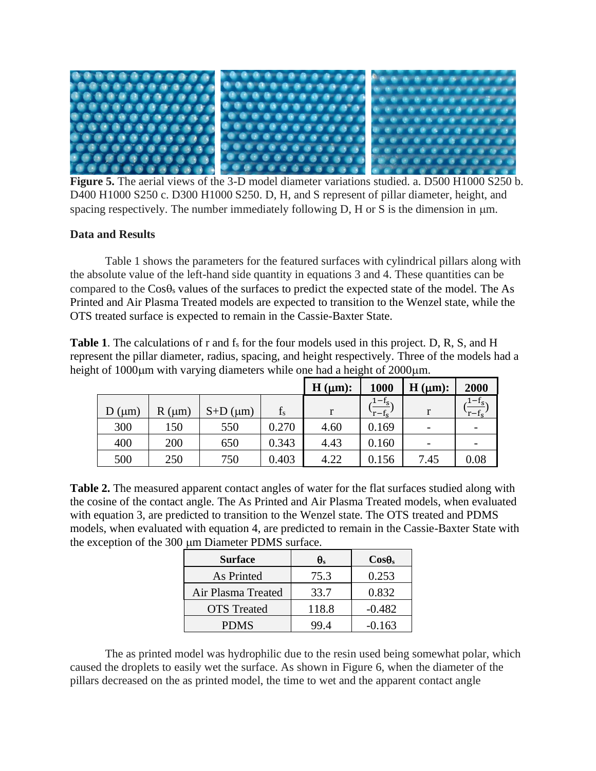**Figure 5.** The aerial views of the 3-D model diameter variations studied. a. D500 H1000 S250 b. D400 H1000 S250 c. D300 H1000 S250. D, H, and S represent of pillar diameter, height, and spacing respectively. The number immediately following D, H or S is the dimension in μm.

## Data and Results

Table 1 shows the parameters for the featured surfaces with cylindrical pillars along with the absolute value of the left-hand side quantity in equations 3 and 4. These quantities can be compared to the $\cos\theta_s$ values of the surfaces to predict the expected state of the model. The As Printed and Air Plasma Treated models are expected to transition to the Wenzel state, while the OTS treated surface is expected to remain in the Cassie-Baxter State.

**Table 1**. The calculations of r and $f_s$ for the four models used in this project. D, R, S, and H represent the pillar diameter, radius, spacing, and height respectively. Three of the models had a height of 1000μm with varying diameters while one had a height of 2000μm.

| | | | | **H (μm):** | **1000** | **H (μm):** | **2000** |
|---|---|---|---|---|---|---|---|
| D (μm) | R (μm) | S+D (μm) | $f_s$ | r | $\left(\frac{1-f_s}{r-f_s}\right)$ | r | $\left(\frac{1-f_s}{r-f_s}\right)$ |
| 300 | 150 | 550 | 0.270 | 4.60 | 0.169 | - | - |
| 400 | 200 | 650 | 0.343 | 4.43 | 0.160 | - | - |
| 500 | 250 | 750 | 0.403 | 4.22 | 0.156 | 7.45 | 0.08 |

**Table 2.** The measured apparent contact angles of water for the flat surfaces studied along with the cosine of the contact angle. The As Printed and Air Plasma Treated models, when evaluated with equation 3, are predicted to transition to the Wenzel state. The OTS treated and PDMS models, when evaluated with equation 4, are predicted to remain in the Cassie-Baxter State with the exception of the 300 μm Diameter PDMS surface.

| **Surface** | $\theta_s$ | $\cos\theta_s$ |
|---|---|---|
| As Printed | 75.3 | 0.253 |
| Air Plasma Treated | 33.7 | 0.832 |
| OTS Treated | 118.8 | -0.482 |
| PDMS | 99.4 | -0.163 |

The as printed model was hydrophilic due to the resin used being somewhat polar, which caused the droplets to easily wet the surface. As shown in Figure 6, when the diameter of the pillars decreased on the as printed model, the time to wet and the apparent contact angle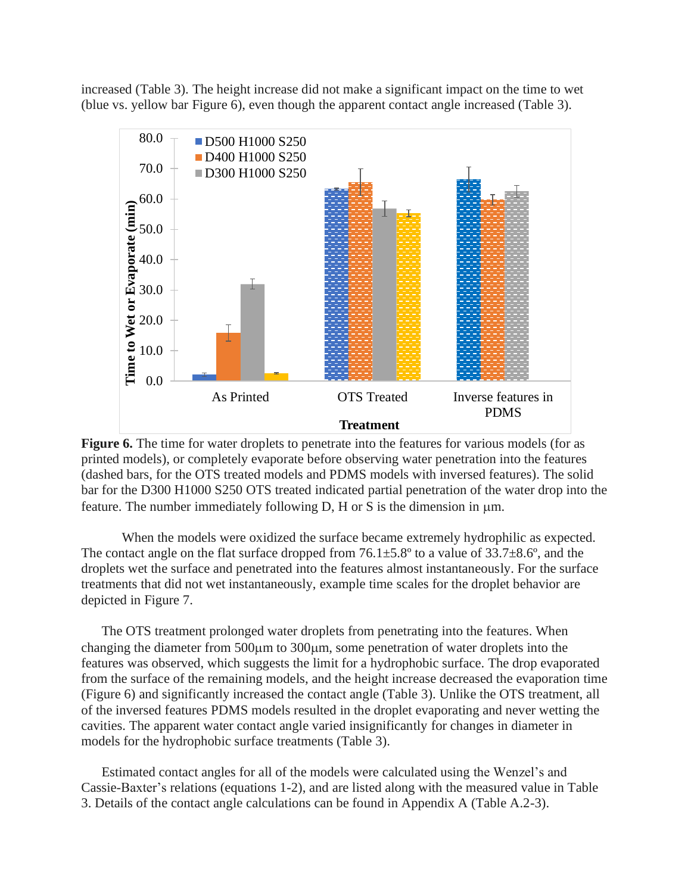increased (Table 3). The height increase did not make a significant impact on the time to wet (blue vs. yellow bar Figure 6), even though the apparent contact angle increased (Table 3).

**Figure 6.** The time for water droplets to penetrate into the features for various models (for as printed models), or completely evaporate before observing water penetration into the features (dashed bars, for the OTS treated models and PDMS models with inversed features). The solid bar for the D300 H1000 S250 OTS treated indicated partial penetration of the water drop into the feature. The number immediately following D, H or S is the dimension in μm.

When the models were oxidized the surface became extremely hydrophilic as expected. The contact angle on the flat surface dropped from 76.1±5.8º to a value of 33.7±8.6º, and the droplets wet the surface and penetrated into the features almost instantaneously. For the surface treatments that did not wet instantaneously, example time scales for the droplet behavior are depicted in Figure 7.

The OTS treatment prolonged water droplets from penetrating into the features. When changing the diameter from 500μm to 300μm, some penetration of water droplets into the features was observed, which suggests the limit for a hydrophobic surface. The drop evaporated from the surface of the remaining models, and the height increase decreased the evaporation time (Figure 6) and significantly increased the contact angle (Table 3). Unlike the OTS treatment, all of the inversed features PDMS models resulted in the droplet evaporating and never wetting the cavities. The apparent water contact angle varied insignificantly for changes in diameter in models for the hydrophobic surface treatments (Table 3).

Estimated contact angles for all of the models were calculated using the Wenzel's and Cassie-Baxter's relations (equations 1-2), and are listed along with the measured value in Table 3. Details of the contact angle calculations can be found in Appendix A (Table A.2-3).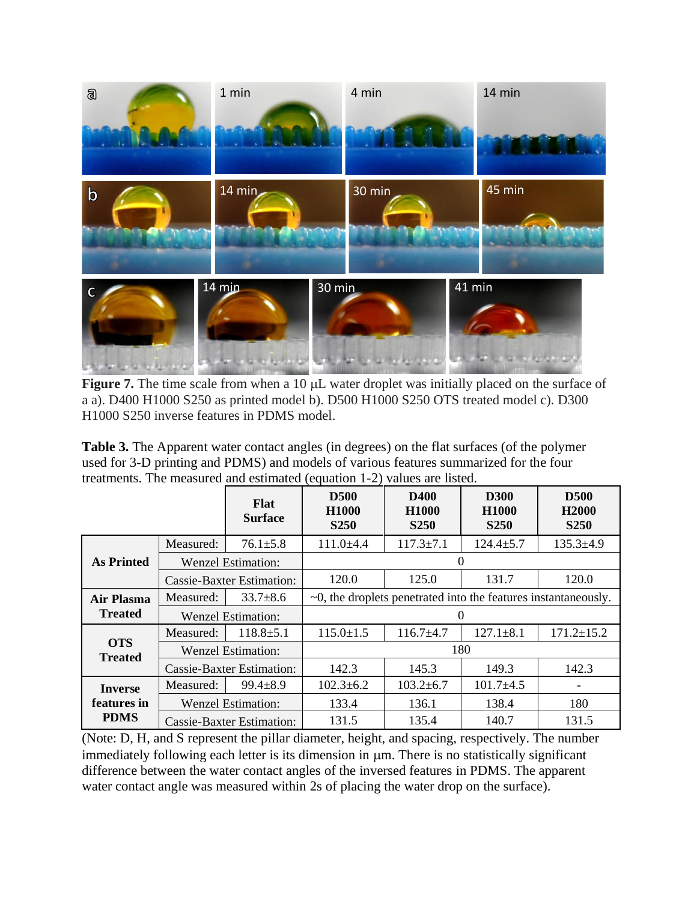**Figure 7.** The time scale from when a 10 μL water droplet was initially placed on the surface of a a). D400 H1000 S250 as printed model b). D500 H1000 S250 OTS treated model c). D300 H1000 S250 inverse features in PDMS model.

**Table 3.** The Apparent water contact angles (in degrees) on the flat surfaces (of the polymer used for 3-D printing and PDMS) and models of various features summarized for the four treatments. The measured and estimated (equation 1-2) values are listed.

| | | Flat Surface | D500 H1000 S250 | D400 H1000 S250 | D300 H1000 S250 | D500 H2000 S250 |
|---|---|---|---|---|---|---|
| **As Printed** | Measured: | 76.1±5.8 | 111.0±4.4 | 117.3±7.1 | 124.4±5.7 | 135.3±4.9 |
| | Wenzel Estimation: | | 0 | | | |
| | Cassie-Baxter Estimation: | | 120.0 | 125.0 | 131.7 | 120.0 |
| **Air Plasma Treated** | Measured: | 33.7±8.6 | ~0, the droplets penetrated into the features instantaneously. | | | |
| | Wenzel Estimation: | | 0 | | | |
| **OTS Treated** | Measured: | 118.8±5.1 | 115.0±1.5 | 116.7±4.7 | 127.1±8.1 | 171.2±15.2 |
| | Wenzel Estimation: | | 180 | | | |
| | Cassie-Baxter Estimation: | | 142.3 | 145.3 | 149.3 | 142.3 |
| **Inverse features in PDMS** | Measured: | 99.4±8.9 | 102.3±6.2 | 103.2±6.7 | 101.7±4.5 | - |
| | Wenzel Estimation: | | 133.4 | 136.1 | 138.4 | 180 |
| | Cassie-Baxter Estimation: | | 131.5 | 135.4 | 140.7 | 131.5 |

(Note: D, H, and S represent the pillar diameter, height, and spacing, respectively. The number immediately following each letter is its dimension in μm. There is no statistically significant difference between the water contact angles of the inversed features in PDMS. The apparent water contact angle was measured within 2s of placing the water drop on the surface).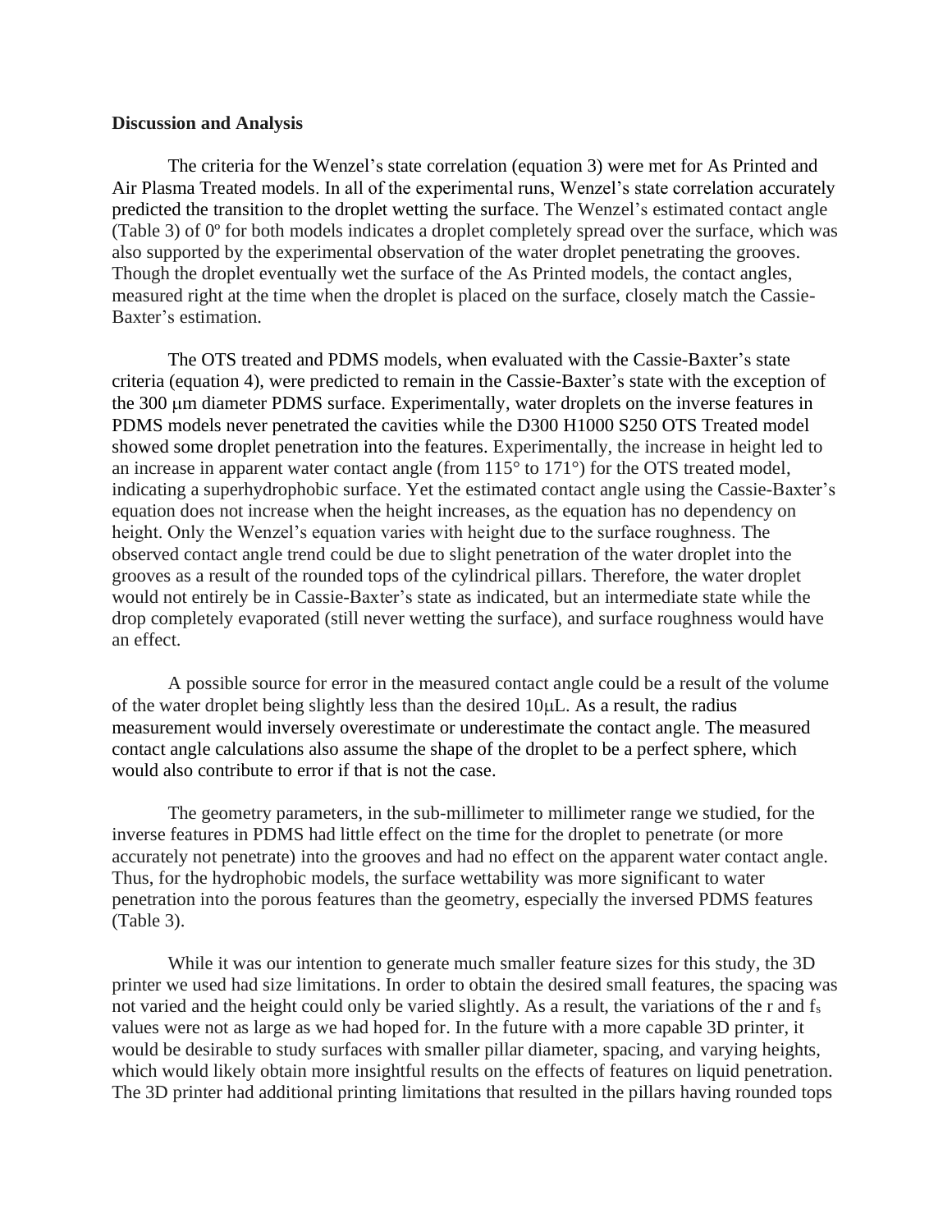**Discussion and Analysis**

The criteria for the Wenzel's state correlation (equation 3) were met for As Printed and Air Plasma Treated models. In all of the experimental runs, Wenzel's state correlation accurately predicted the transition to the droplet wetting the surface. The Wenzel's estimated contact angle (Table 3) of 0º for both models indicates a droplet completely spread over the surface, which was also supported by the experimental observation of the water droplet penetrating the grooves. Though the droplet eventually wet the surface of the As Printed models, the contact angles, measured right at the time when the droplet is placed on the surface, closely match the Cassie-Baxter's estimation.

The OTS treated and PDMS models, when evaluated with the Cassie-Baxter's state criteria (equation 4), were predicted to remain in the Cassie-Baxter's state with the exception of the 300 μm diameter PDMS surface. Experimentally, water droplets on the inverse features in PDMS models never penetrated the cavities while the D300 H1000 S250 OTS Treated model showed some droplet penetration into the features. Experimentally, the increase in height led to an increase in apparent water contact angle (from 115° to 171°) for the OTS treated model, indicating a superhydrophobic surface. Yet the estimated contact angle using the Cassie-Baxter's equation does not increase when the height increases, as the equation has no dependency on height. Only the Wenzel's equation varies with height due to the surface roughness. The observed contact angle trend could be due to slight penetration of the water droplet into the grooves as a result of the rounded tops of the cylindrical pillars. Therefore, the water droplet would not entirely be in Cassie-Baxter's state as indicated, but an intermediate state while the drop completely evaporated (still never wetting the surface), and surface roughness would have an effect.

A possible source for error in the measured contact angle could be a result of the volume of the water droplet being slightly less than the desired 10μL. As a result, the radius measurement would inversely overestimate or underestimate the contact angle. The measured contact angle calculations also assume the shape of the droplet to be a perfect sphere, which would also contribute to error if that is not the case.

The geometry parameters, in the sub-millimeter to millimeter range we studied, for the inverse features in PDMS had little effect on the time for the droplet to penetrate (or more accurately not penetrate) into the grooves and had no effect on the apparent water contact angle. Thus, for the hydrophobic models, the surface wettability was more significant to water penetration into the porous features than the geometry, especially the inversed PDMS features (Table 3).

While it was our intention to generate much smaller feature sizes for this study, the 3D printer we used had size limitations. In order to obtain the desired small features, the spacing was not varied and the height could only be varied slightly. As a result, the variations of the r and $f_s$ values were not as large as we had hoped for. In the future with a more capable 3D printer, it would be desirable to study surfaces with smaller pillar diameter, spacing, and varying heights, which would likely obtain more insightful results on the effects of features on liquid penetration. The 3D printer had additional printing limitations that resulted in the pillars having rounded tops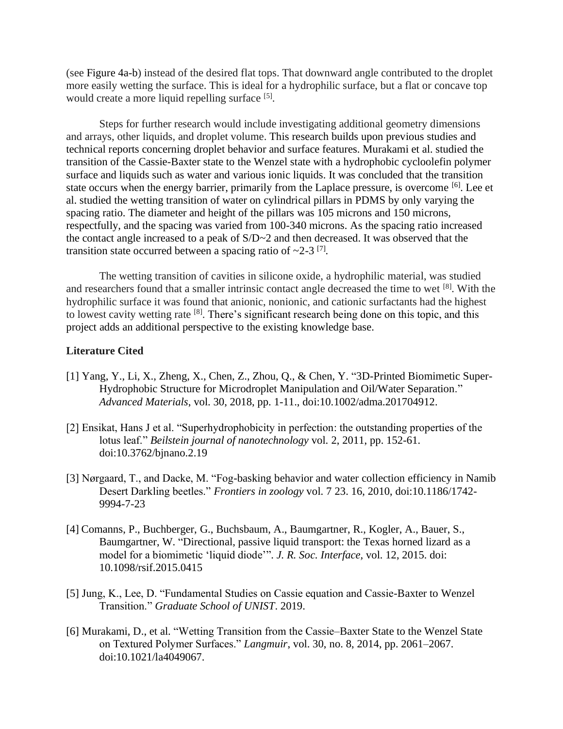(see Figure 4a-b) instead of the desired flat tops. That downward angle contributed to the droplet more easily wetting the surface. This is ideal for a hydrophilic surface, but a flat or concave top would create a more liquid repelling surface [5].

Steps for further research would include investigating additional geometry dimensions and arrays, other liquids, and droplet volume. This research builds upon previous studies and technical reports concerning droplet behavior and surface features. Murakami et al. studied the transition of the Cassie-Baxter state to the Wenzel state with a hydrophobic cycloolefin polymer surface and liquids such as water and various ionic liquids. It was concluded that the transition state occurs when the energy barrier, primarily from the Laplace pressure, is overcome [6]. Lee et al. studied the wetting transition of water on cylindrical pillars in PDMS by only varying the spacing ratio. The diameter and height of the pillars was 105 microns and 150 microns, respectfully, and the spacing was varied from 100-340 microns. As the spacing ratio increased the contact angle increased to a peak of S/D~2 and then decreased. It was observed that the transition state occurred between a spacing ratio of ~2-3 [7].

The wetting transition of cavities in silicone oxide, a hydrophilic material, was studied and researchers found that a smaller intrinsic contact angle decreased the time to wet [8]. With the hydrophilic surface it was found that anionic, nonionic, and cationic surfactants had the highest to lowest cavity wetting rate [8]. There's significant research being done on this topic, and this project adds an additional perspective to the existing knowledge base.

**Literature Cited**

[1] Yang, Y., Li, X., Zheng, X., Chen, Z., Zhou, Q., & Chen, Y. "3D-Printed Biomimetic Super-Hydrophobic Structure for Microdroplet Manipulation and Oil/Water Separation." *Advanced Materials*, vol. 30, 2018, pp. 1-11., doi:10.1002/adma.201704912.

[2] Ensikat, Hans J et al. "Superhydrophobicity in perfection: the outstanding properties of the lotus leaf." *Beilstein journal of nanotechnology* vol. 2, 2011, pp. 152-61. doi:10.3762/bjnano.2.19

[3] Nørgaard, T., and Dacke, M. "Fog-basking behavior and water collection efficiency in Namib Desert Darkling beetles." *Frontiers in zoology* vol. 7 23. 16, 2010, doi:10.1186/1742-9994-7-23

[4] Comanns, P., Buchberger, G., Buchsbaum, A., Baumgartner, R., Kogler, A., Bauer, S., Baumgartner, W. "Directional, passive liquid transport: the Texas horned lizard as a model for a biomimetic 'liquid diode'". *J. R. Soc. Interface*, vol. 12, 2015. doi: 10.1098/rsif.2015.0415

[5] Jung, K., Lee, D. "Fundamental Studies on Cassie equation and Cassie-Baxter to Wenzel Transition." *Graduate School of UNIST*. 2019.

[6] Murakami, D., et al. "Wetting Transition from the Cassie–Baxter State to the Wenzel State on Textured Polymer Surfaces." *Langmuir*, vol. 30, no. 8, 2014, pp. 2061–2067. doi:10.1021/la4049067.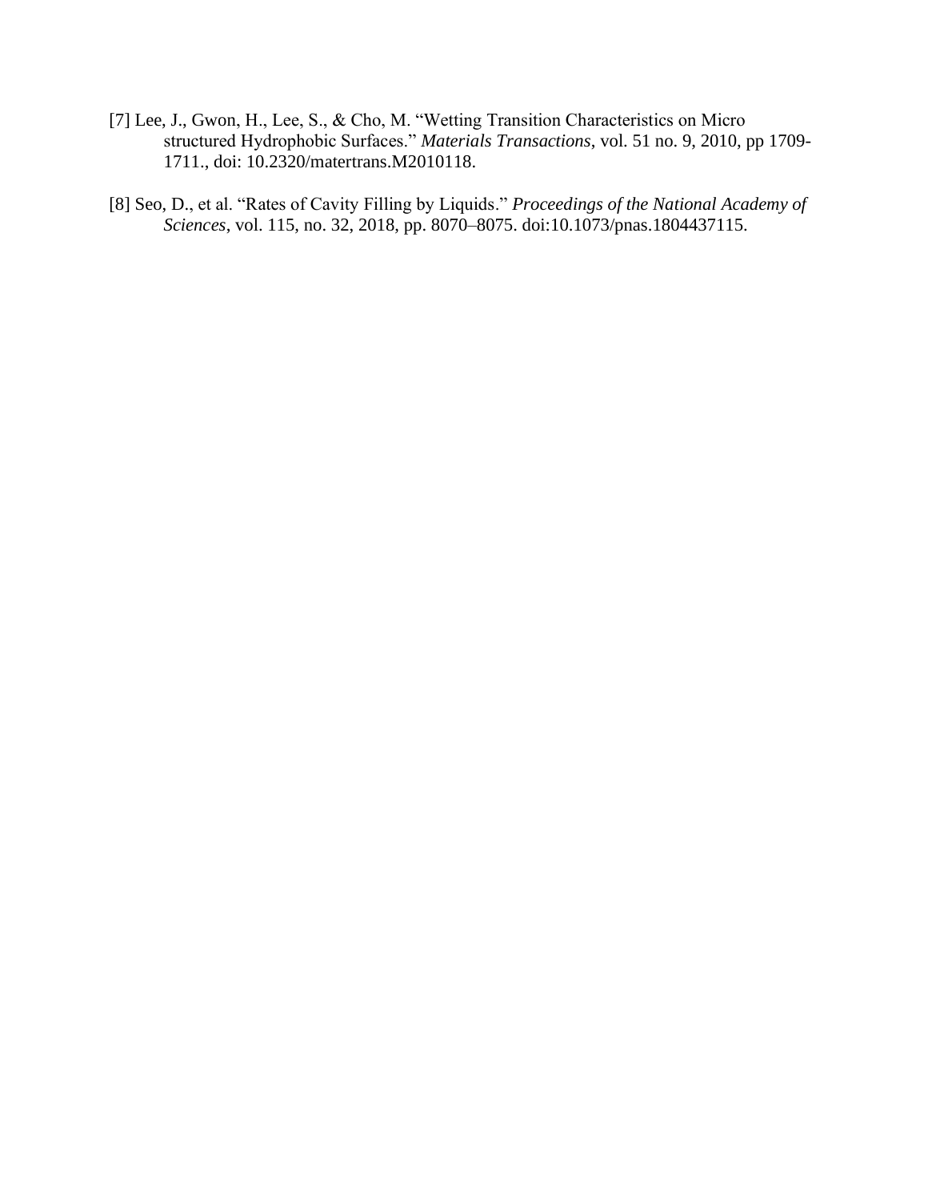[7] Lee, J., Gwon, H., Lee, S., & Cho, M. "Wetting Transition Characteristics on Micro structured Hydrophobic Surfaces." *Materials Transactions*, vol. 51 no. 9, 2010, pp 1709-1711., doi: 10.2320/matertrans.M2010118.

[8] Seo, D., et al. "Rates of Cavity Filling by Liquids." *Proceedings of the National Academy of Sciences*, vol. 115, no. 32, 2018, pp. 8070–8075. doi:10.1073/pnas.1804437115.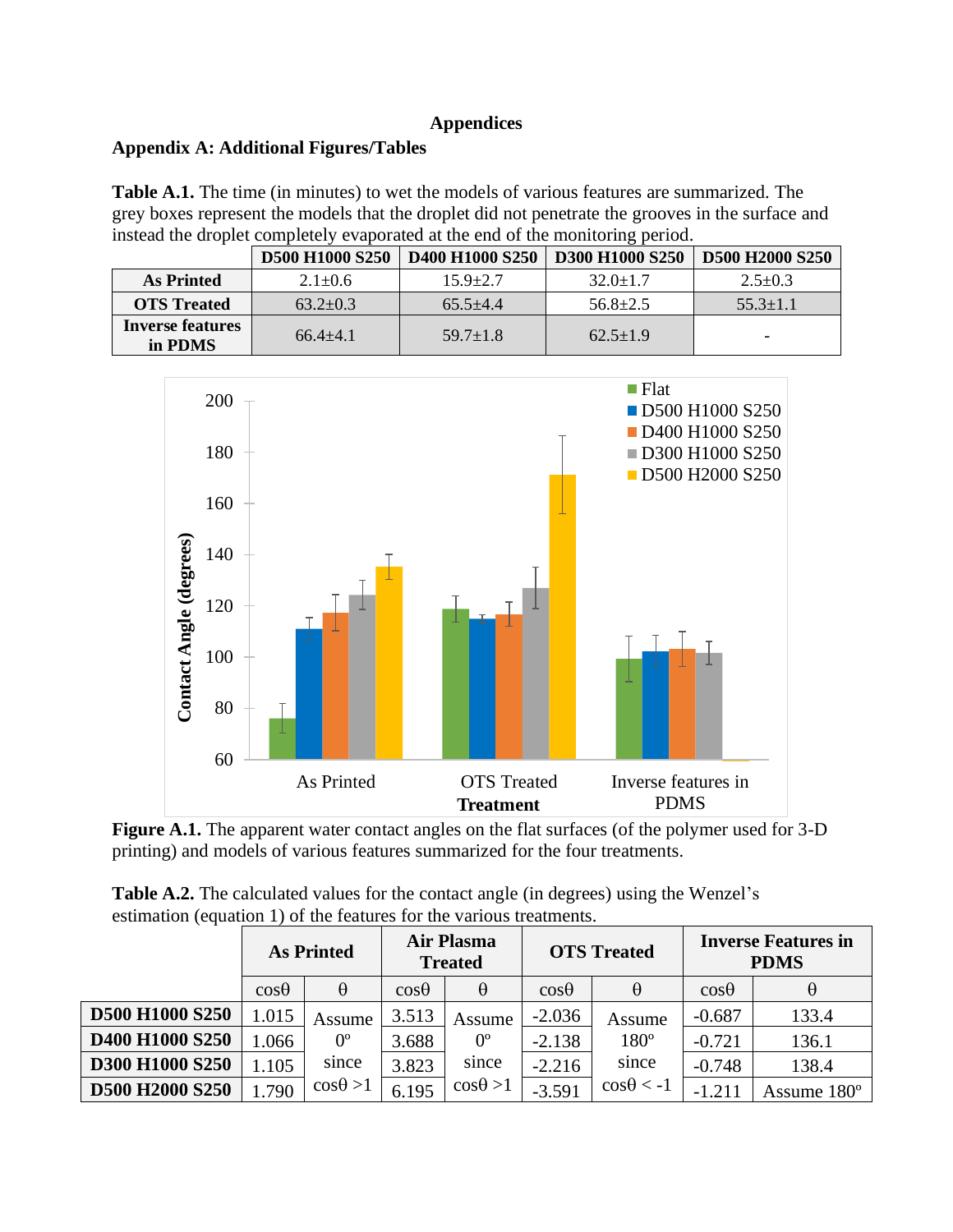# Appendices

## Appendix A: Additional Figures/Tables

**Table A.1.** The time (in minutes) to wet the models of various features are summarized. The grey boxes represent the models that the droplet did not penetrate the grooves in the surface and instead the droplet completely evaporated at the end of the monitoring period.

| | D500 H1000 S250 | D400 H1000 S250 | D300 H1000 S250 | D500 H2000 S250 |
|---|---|---|---|---|
| **As Printed** | 2.1±0.6 | 15.9±2.7 | 32.0±1.7 | 2.5±0.3 |
| **OTS Treated** | 63.2±0.3 | 65.5±4.4 | 56.8±2.5 | 55.3±1.1 |
| **Inverse features in PDMS** | 66.4±4.1 | 59.7±1.8 | 62.5±1.9 | - |

**Figure A.1.** The apparent water contact angles on the flat surfaces (of the polymer used for 3-D printing) and models of various features summarized for the four treatments.

**Table A.2.** The calculated values for the contact angle (in degrees) using the Wenzel's estimation (equation 1) of the features for the various treatments.

| | As Printed | | Air Plasma Treated | | OTS Treated | | Inverse Features in PDMS | |
|---|---|---|---|---|---|---|---|---|
| | cosθ | θ | cosθ | θ | cosθ | θ | cosθ | θ |
| **D500 H1000 S250** | 1.015 | Assume 0º since cosθ >1 | 3.513 | Assume 0º since cosθ >1 | -2.036 | Assume 180º since cosθ < -1 | -0.687 | 133.4 |
| **D400 H1000 S250** | 1.066 | | 3.688 | | -2.138 | | -0.721 | 136.1 |
| **D300 H1000 S250** | 1.105 | | 3.823 | | -2.216 | | -0.748 | 138.4 |
| **D500 H2000 S250** | 1.790 | | 6.195 | | -3.591 | | -1.211 | Assume 180º |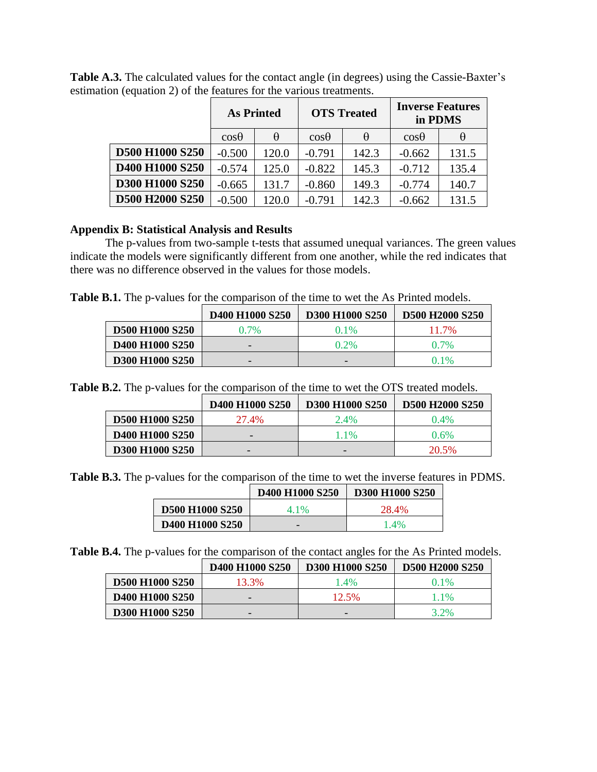**Table A.3.** The calculated values for the contact angle (in degrees) using the Cassie-Baxter's estimation (equation 2) of the features for the various treatments.

| | As Printed | | OTS Treated | | Inverse Features in PDMS | |
|---|---|---|---|---|---|---|
| | cosθ | θ | cosθ | θ | cosθ | θ |
| **D500 H1000 S250** | -0.500 | 120.0 | -0.791 | 142.3 | -0.662 | 131.5 |
| **D400 H1000 S250** | -0.574 | 125.0 | -0.822 | 145.3 | -0.712 | 135.4 |
| **D300 H1000 S250** | -0.665 | 131.7 | -0.860 | 149.3 | -0.774 | 140.7 |
| **D500 H2000 S250** | -0.500 | 120.0 | -0.791 | 142.3 | -0.662 | 131.5 |

### Appendix B: Statistical Analysis and Results

The p-values from two-sample t-tests that assumed unequal variances. The green values indicate the models were significantly different from one another, while the red indicates that there was no difference observed in the values for those models.

**Table B.1.** The p-values for the comparison of the time to wet the As Printed models.

| | D400 H1000 S250 | D300 H1000 S250 | D500 H2000 S250 |
|---|---|---|---|
| **D500 H1000 S250** | 0.7% | 0.1% | 11.7% |
| **D400 H1000 S250** | - | 0.2% | 0.7% |
| **D300 H1000 S250** | - | - | 0.1% |

**Table B.2.** The p-values for the comparison of the time to wet the OTS treated models.

| | D400 H1000 S250 | D300 H1000 S250 | D500 H2000 S250 |
|---|---|---|---|
| **D500 H1000 S250** | 27.4% | 2.4% | 0.4% |
| **D400 H1000 S250** | - | 1.1% | 0.6% |
| **D300 H1000 S250** | - | - | 20.5% |

**Table B.3.** The p-values for the comparison of the time to wet the inverse features in PDMS.

| | D400 H1000 S250 | D300 H1000 S250 |
|---|---|---|
| **D500 H1000 S250** | 4.1% | 28.4% |
| **D400 H1000 S250** | - | 1.4% |

**Table B.4.** The p-values for the comparison of the contact angles for the As Printed models.

| | D400 H1000 S250 | D300 H1000 S250 | D500 H2000 S250 |
|---|---|---|---|
| **D500 H1000 S250** | 13.3% | 1.4% | 0.1% |
| **D400 H1000 S250** | - | 12.5% | 1.1% |
| **D300 H1000 S250** | - | - | 3.2% |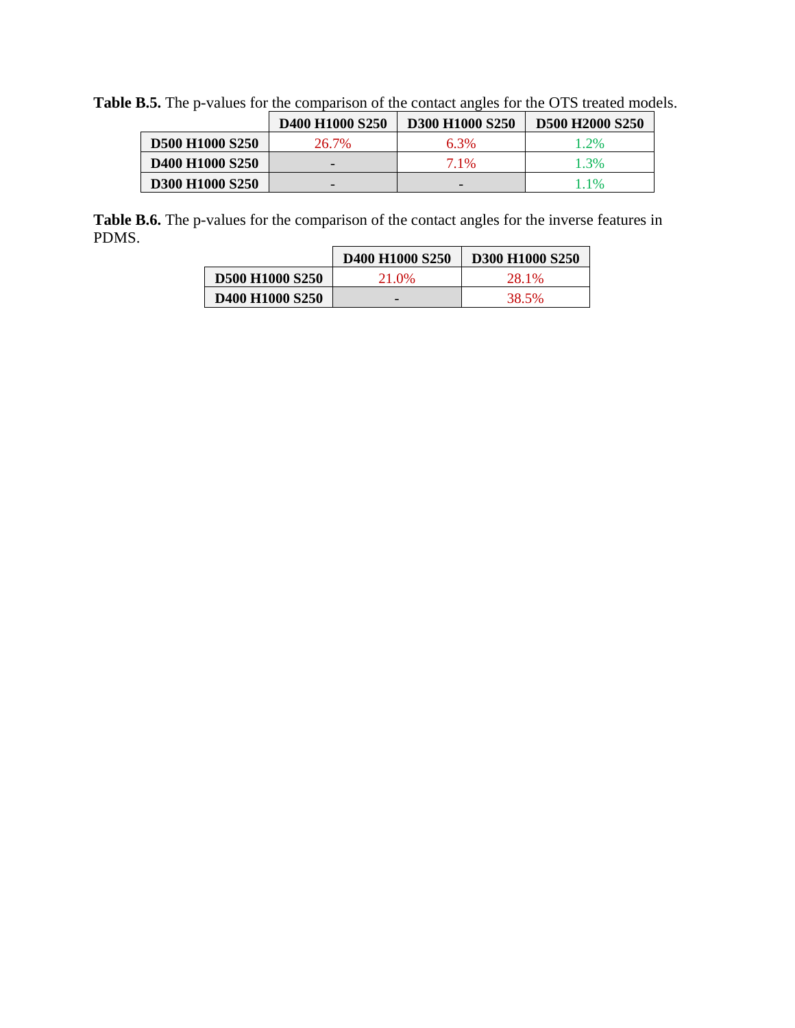**Table B.5.** The p-values for the comparison of the contact angles for the OTS treated models.

| | D400 H1000 S250 | D300 H1000 S250 | D500 H2000 S250 |
|---|---|---|---|
| **D500 H1000 S250** | 26.7% | 6.3% | 1.2% |
| **D400 H1000 S250** | - | 7.1% | 1.3% |
| **D300 H1000 S250** | - | - | 1.1% |

**Table B.6.** The p-values for the comparison of the contact angles for the inverse features in PDMS.

| | D400 H1000 S250 | D300 H1000 S250 |
|---|---|---|
| **D500 H1000 S250** | 21.0% | 28.1% |
| **D400 H1000 S250** | - | 38.5% |